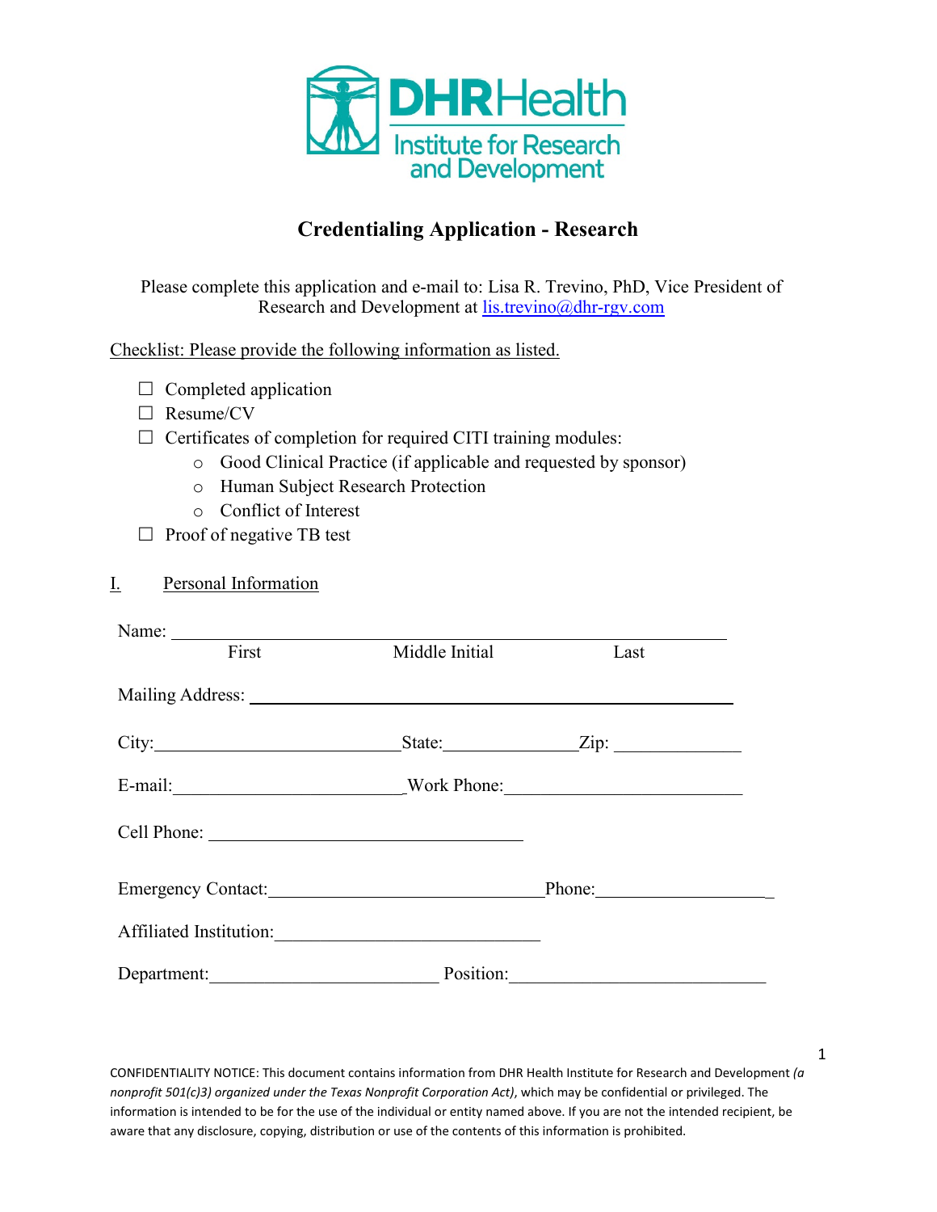DHRHealth Institute for Research and Development

# Credentialing Application - Research

Please complete this application and e-mail to: Lisa R. Trevino, PhD, Vice President of Research and Development at [lis.trevino@dhr-rgv.com](mailto:lis.trevino@dhr-rgv.com)

Checklist: Please provide the following information as listed.

- ☐ Completed application
- ☐ Resume/CV
- ☐ Certificates of completion for required CITI training modules:
  - Good Clinical Practice (if applicable and requested by sponsor)
  - Human Subject Research Protection
  - Conflict of Interest
- ☐ Proof of negative TB test

## I. Personal Information

Name: ______________________________________________________________
First                Middle Initial                Last

Mailing Address: ______________________________________________________

City:__________________________ State:______________ Zip: _____________

E-mail:________________________ Work Phone:_________________________

Cell Phone: ________________________________

Emergency Contact:_____________________________ Phone:___________________

Affiliated Institution:_____________________________

Department:________________________ Position:___________________________

CONFIDENTIALITY NOTICE: This document contains information from DHR Health Institute for Research and Development *(a nonprofit 501(c)3) organized under the Texas Nonprofit Corporation Act)*, which may be confidential or privileged. The information is intended to be for the use of the individual or entity named above. If you are not the intended recipient, be aware that any disclosure, copying, distribution or use of the contents of this information is prohibited.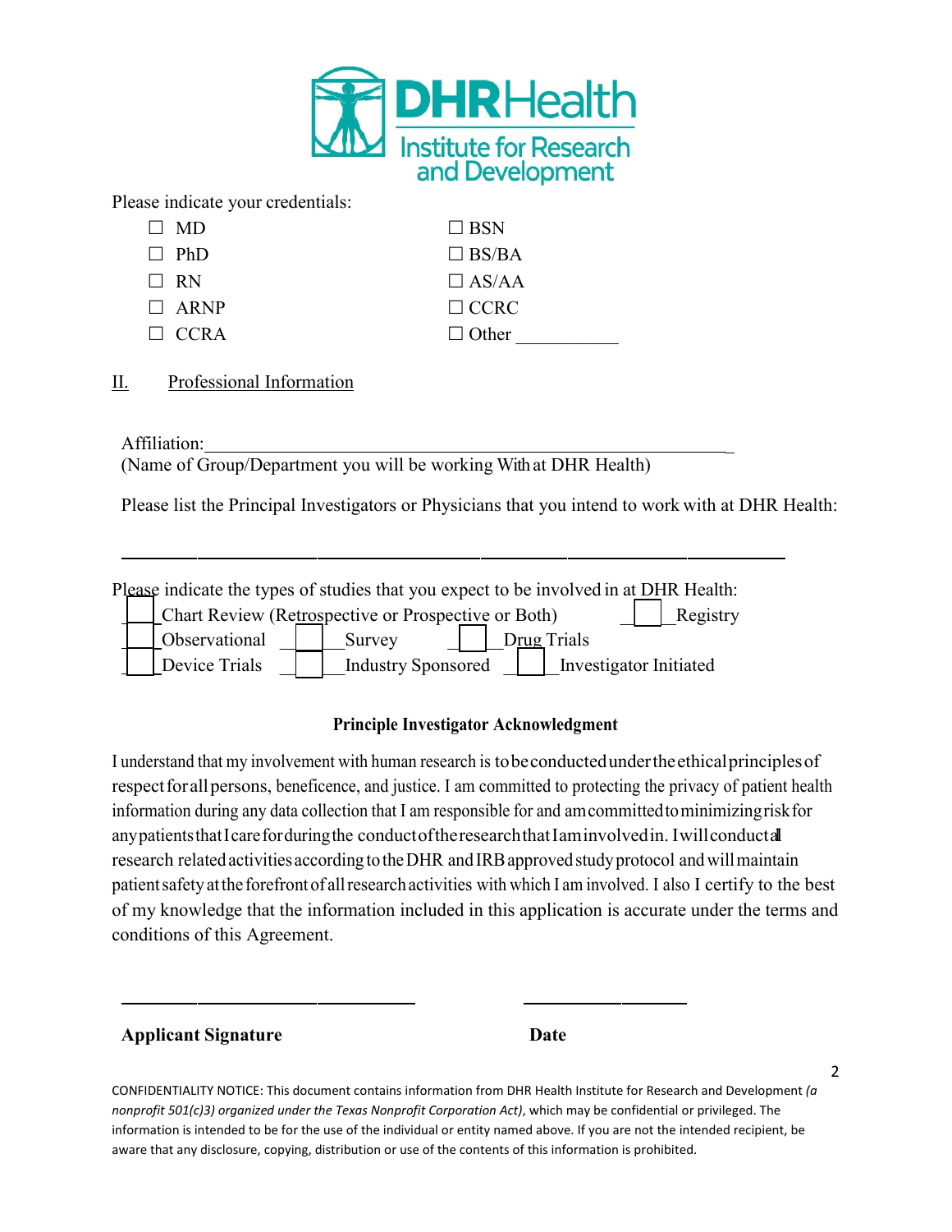Please indicate your credentials:

- ☐ MD
- ☐ PhD
- ☐ RN
- ☐ ARNP
- ☐ CCRA
- ☐ BSN
- ☐ BS/BA
- ☐ AS/AA
- ☐ CCRC
- ☐ Other ___________

## II. Professional Information

Affiliation:___________________________________________________________

(Name of Group/Department you will be working With at DHR Health)

Please list the Principal Investigators or Physicians that you intend to work with at DHR Health:

_______________________________________________________________

Please indicate the types of studies that you expect to be involved in at DHR Health:

- ☐ Chart Review (Retrospective or Prospective or Both)
- ☐ Registry
- ☐ Observational
- ☐ Survey
- ☐ Drug Trials
- ☐ Device Trials
- ☐ Industry Sponsored
- ☐ Investigator Initiated

### Principle Investigator Acknowledgment

I understand that my involvement with human research is to be conducted under the ethical principles of respect for all persons, beneficence, and justice. I am committed to protecting the privacy of patient health information during any data collection that I am responsible for and am committed to minimizing risk for any patients that I care for during the conduct of the research that I am involved in. I will conduct all research related activities according to the DHR and IRB approved study protocol and will maintain patient safety at the forefront of all research activities with which I am involved. I also I certify to the best of my knowledge that the information included in this application is accurate under the terms and conditions of this Agreement.

_______________________________          ____________________

**Applicant Signature**                                        **Date**

CONFIDENTIALITY NOTICE: This document contains information from DHR Health Institute for Research and Development *(a nonprofit 501(c)3) organized under the Texas Nonprofit Corporation Act)*, which may be confidential or privileged. The information is intended to be for the use of the individual or entity named above. If you are not the intended recipient, be aware that any disclosure, copying, distribution or use of the contents of this information is prohibited.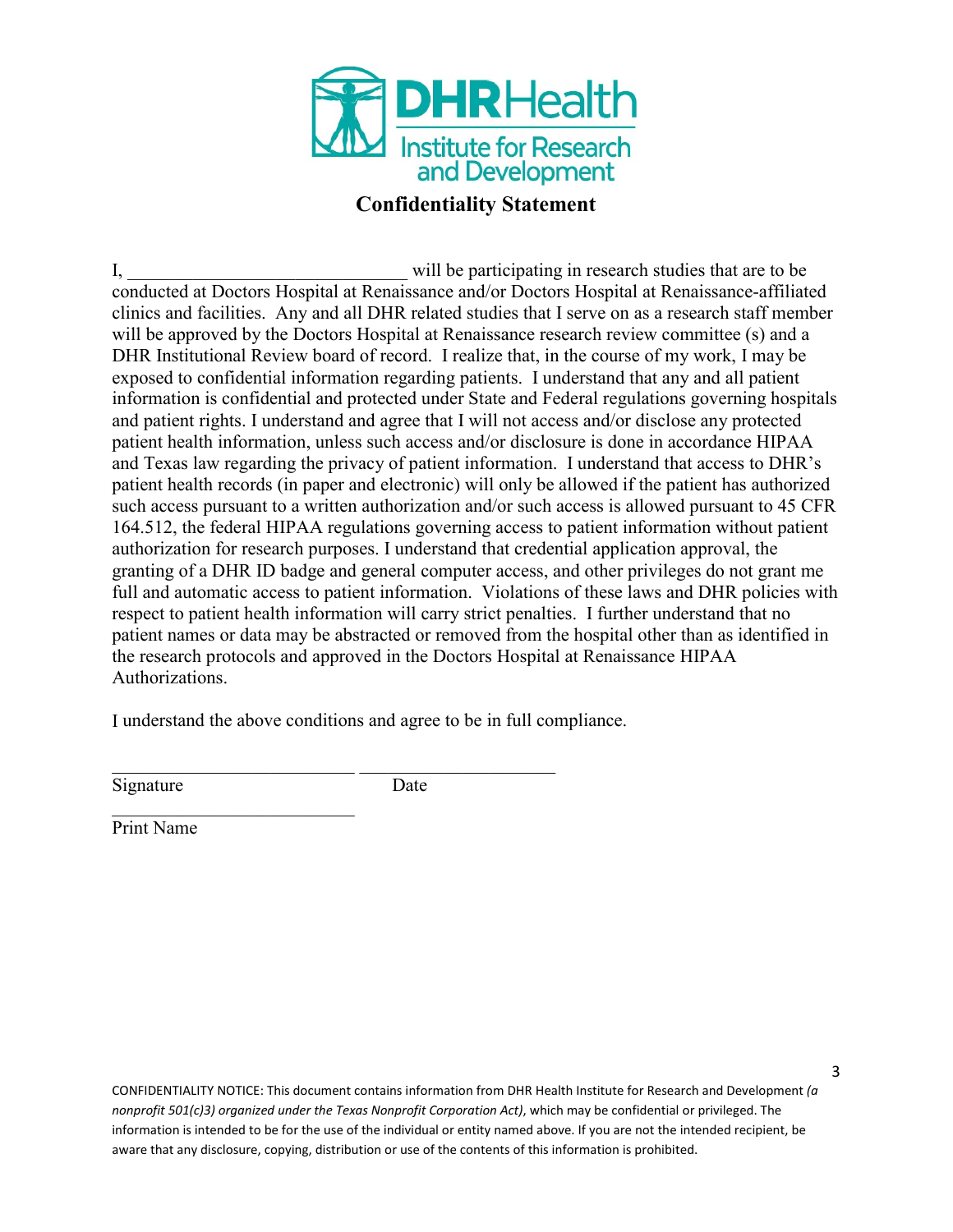DHR Health Institute for Research and Development

# Confidentiality Statement

I, ______________________________ will be participating in research studies that are to be conducted at Doctors Hospital at Renaissance and/or Doctors Hospital at Renaissance-affiliated clinics and facilities. Any and all DHR related studies that I serve on as a research staff member will be approved by the Doctors Hospital at Renaissance research review committee (s) and a DHR Institutional Review board of record. I realize that, in the course of my work, I may be exposed to confidential information regarding patients. I understand that any and all patient information is confidential and protected under State and Federal regulations governing hospitals and patient rights. I understand and agree that I will not access and/or disclose any protected patient health information, unless such access and/or disclosure is done in accordance HIPAA and Texas law regarding the privacy of patient information. I understand that access to DHR's patient health records (in paper and electronic) will only be allowed if the patient has authorized such access pursuant to a written authorization and/or such access is allowed pursuant to 45 CFR 164.512, the federal HIPAA regulations governing access to patient information without patient authorization for research purposes. I understand that credential application approval, the granting of a DHR ID badge and general computer access, and other privileges do not grant me full and automatic access to patient information. Violations of these laws and DHR policies with respect to patient health information will carry strict penalties. I further understand that no patient names or data may be abstracted or removed from the hospital other than as identified in the research protocols and approved in the Doctors Hospital at Renaissance HIPAA Authorizations.

I understand the above conditions and agree to be in full compliance.

___________________________ ______________________

Signature Date

___________________________

Print Name

CONFIDENTIALITY NOTICE: This document contains information from DHR Health Institute for Research and Development *(a nonprofit 501(c)3) organized under the Texas Nonprofit Corporation Act)*, which may be confidential or privileged. The information is intended to be for the use of the individual or entity named above. If you are not the intended recipient, be aware that any disclosure, copying, distribution or use of the contents of this information is prohibited.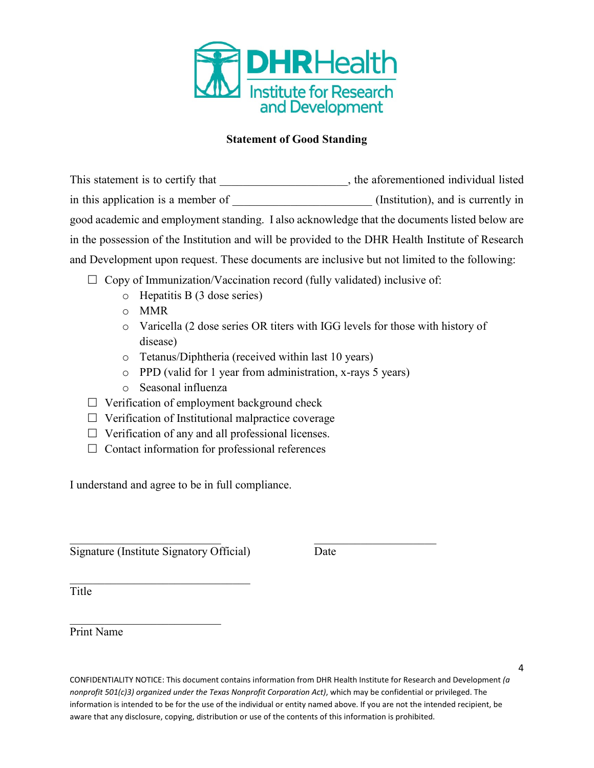**DHR Health Institute for Research and Development**

## Statement of Good Standing

This statement is to certify that ____________________, the aforementioned individual listed in this application is a member of ______________________ (Institution), and is currently in good academic and employment standing. I also acknowledge that the documents listed below are in the possession of the Institution and will be provided to the DHR Health Institute of Research and Development upon request. These documents are inclusive but not limited to the following:

- ☐ Copy of Immunization/Vaccination record (fully validated) inclusive of:
  - Hepatitis B (3 dose series)
  - MMR
  - Varicella (2 dose series OR titers with IGG levels for those with history of disease)
  - Tetanus/Diphtheria (received within last 10 years)
  - PPD (valid for 1 year from administration, x-rays 5 years)
  - Seasonal influenza
- ☐ Verification of employment background check
- ☐ Verification of Institutional malpractice coverage
- ☐ Verification of any and all professional licenses.
- ☐ Contact information for professional references

I understand and agree to be in full compliance.

___________________________ ______________________
Signature (Institute Signatory Official) Date

________________________________
Title

___________________________
Print Name

CONFIDENTIALITY NOTICE: This document contains information from DHR Health Institute for Research and Development *(a nonprofit 501(c)3) organized under the Texas Nonprofit Corporation Act)*, which may be confidential or privileged. The information is intended to be for the use of the individual or entity named above. If you are not the intended recipient, be aware that any disclosure, copying, distribution or use of the contents of this information is prohibited.